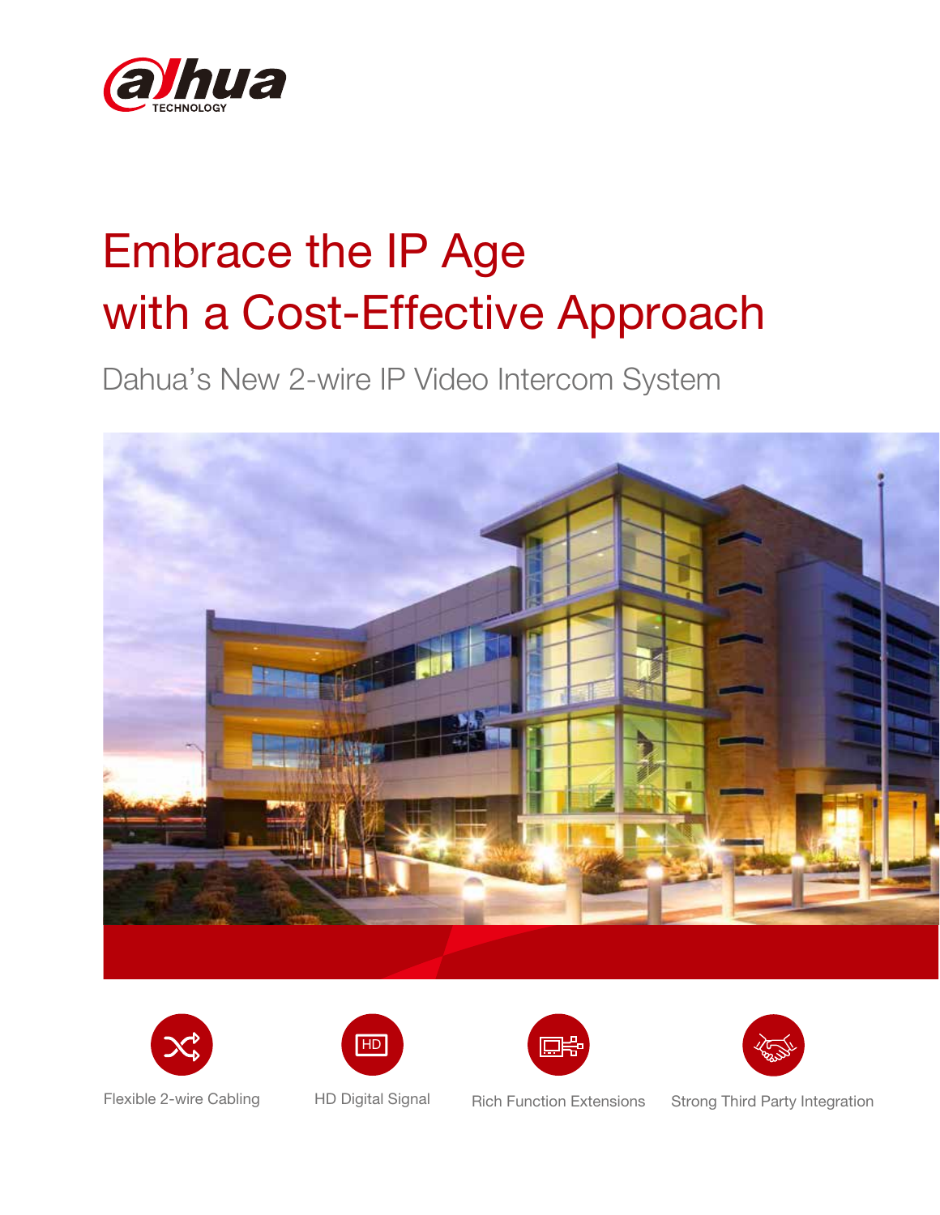# Embrace the IP Age with a Cost-Effective Approach

## Dahua's New 2-wire IP Video Intercom System

Flexible 2-wire Cabling

HD Digital Signal

Rich Function Extensions

Strong Third Party Integration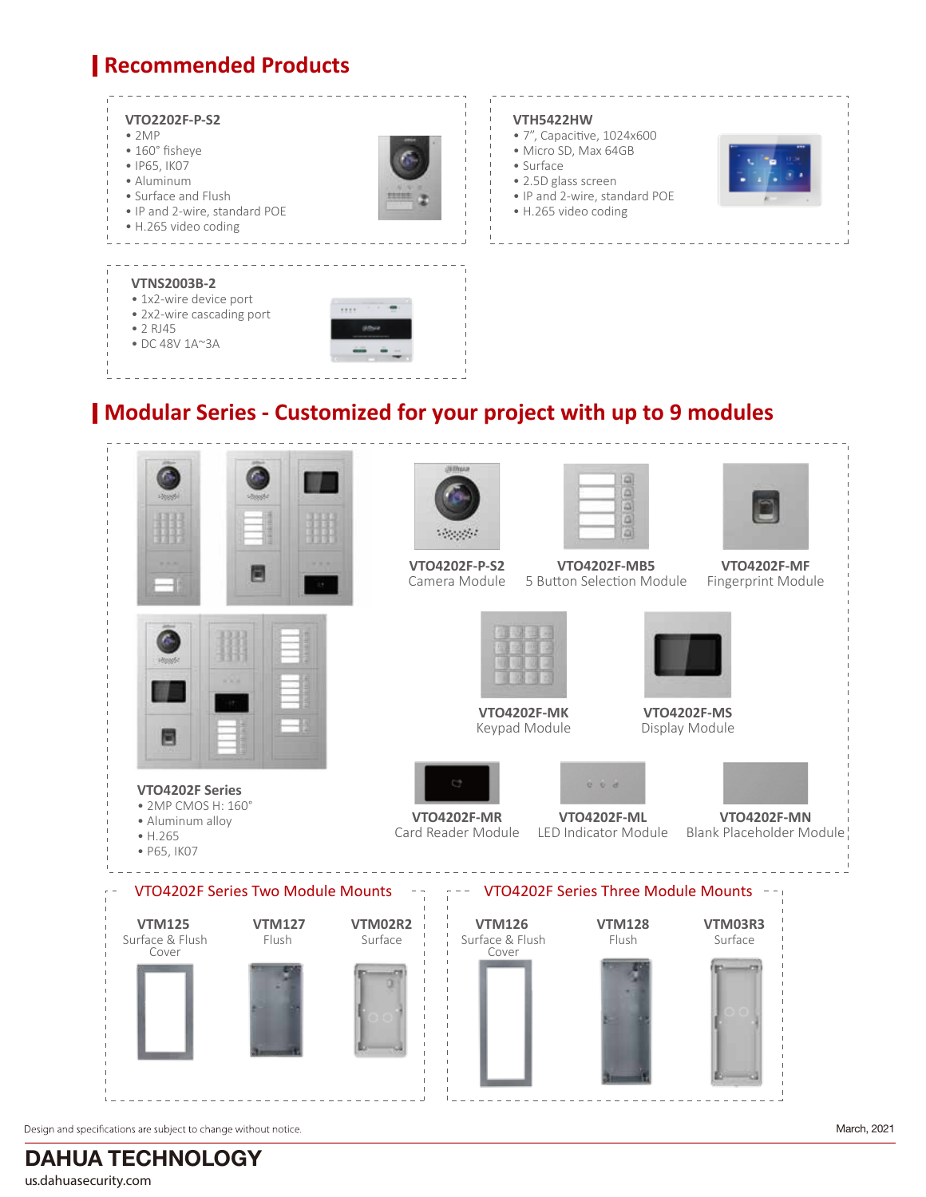## Recommended Products

**VTO2202F-P-S2**
- 2MP
- 160° fisheye
- IP65, IK07
- Aluminum
- Surface and Flush
- IP and 2-wire, standard POE
- H.265 video coding

**VTH5422HW**
- 7", Capacitive, 1024x600
- Micro SD, Max 64GB
- Surface
- 2.5D glass screen
- IP and 2-wire, standard POE
- H.265 video coding

**VTNS2003B-2**
- 1x2-wire device port
- 2x2-wire cascading port
- 2 RJ45
- DC 48V 1A~3A

## Modular Series - Customized for your project with up to 9 modules

**VTO4202F Series**
- 2MP CMOS H: 160°
- Aluminum alloy
- H.265
- P65, IK07

**VTO4202F-P-S2**
Camera Module

**VTO4202F-MB5**
5 Button Selection Module

**VTO4202F-MF**
Fingerprint Module

**VTO4202F-MK**
Keypad Module

**VTO4202F-MS**
Display Module

**VTO4202F-MR**
Card Reader Module

**VTO4202F-ML**
LED Indicator Module

**VTO4202F-MN**
Blank Placeholder Module

### VTO4202F Series Two Module Mounts

**VTM125**
Surface & Flush Cover

**VTM127**
Flush

**VTM02R2**
Surface

### VTO4202F Series Three Module Mounts

**VTM126**
Surface & Flush Cover

**VTM128**
Flush

**VTM03R3**
Surface

Design and specifications are subject to change without notice.

March, 2021

**DAHUA TECHNOLOGY**
us.dahuasecurity.com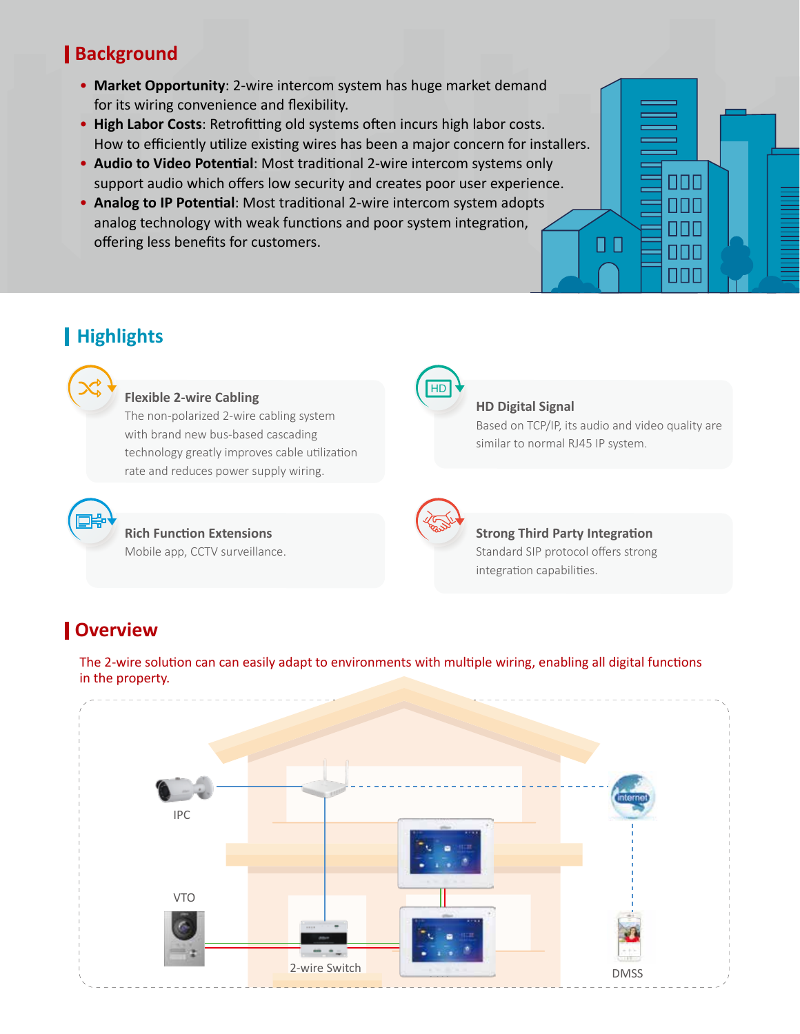## Background

- **Market Opportunity**: 2-wire intercom system has huge market demand for its wiring convenience and flexibility.
- **High Labor Costs**: Retrofitting old systems often incurs high labor costs. How to efficiently utilize existing wires has been a major concern for installers.
- **Audio to Video Potential**: Most traditional 2-wire intercom systems only support audio which offers low security and creates poor user experience.
- **Analog to IP Potential**: Most traditional 2-wire intercom system adopts analog technology with weak functions and poor system integration, offering less benefits for customers.

## Highlights

**Flexible 2-wire Cabling**
The non-polarized 2-wire cabling system with brand new bus-based cascading technology greatly improves cable utilization rate and reduces power supply wiring.

**HD Digital Signal**
Based on TCP/IP, its audio and video quality are similar to normal RJ45 IP system.

**Rich Function Extensions**
Mobile app, CCTV surveillance.

**Strong Third Party Integration**
Standard SIP protocol offers strong integration capabilities.

## Overview

The 2-wire solution can can easily adapt to environments with multiple wiring, enabling all digital functions in the property.

IPC

VTO

2-wire Switch

internet

DMSS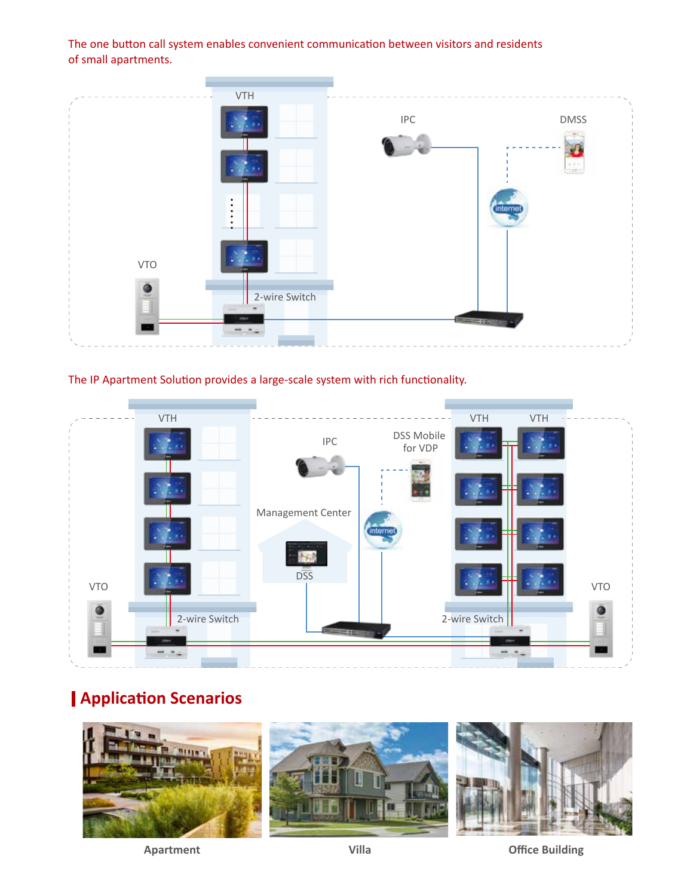The one button call system enables convenient communication between visitors and residents of small apartments.

VTH

IPC

DMSS

VTO

2-wire Switch

The IP Apartment Solution provides a large-scale system with rich functionality.

VTH

IPC

DSS Mobile for VDP

VTH

VTH

Management Center

DSS

VTO

VTO

2-wire Switch

2-wire Switch

## Application Scenarios

Apartment

Villa

Office Building